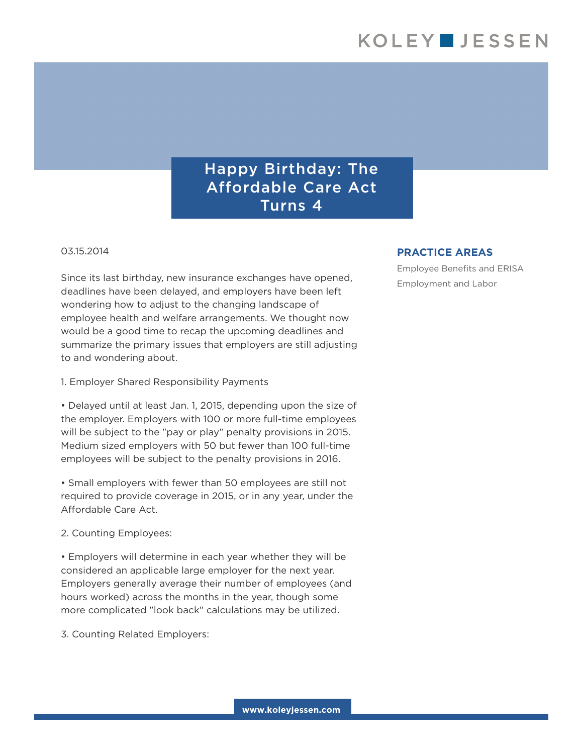# Happy Birthday: The Affordable Care Act Turns 4

03.15.2014

**PRACTICE AREAS**

Employee Benefits and ERISA

Employment and Labor

Since its last birthday, new insurance exchanges have opened, deadlines have been delayed, and employers have been left wondering how to adjust to the changing landscape of employee health and welfare arrangements. We thought now would be a good time to recap the upcoming deadlines and summarize the primary issues that employers are still adjusting to and wondering about.

1. Employer Shared Responsibility Payments

• Delayed until at least Jan. 1, 2015, depending upon the size of the employer. Employers with 100 or more full-time employees will be subject to the "pay or play" penalty provisions in 2015. Medium sized employers with 50 but fewer than 100 full-time employees will be subject to the penalty provisions in 2016.

• Small employers with fewer than 50 employees are still not required to provide coverage in 2015, or in any year, under the Affordable Care Act.

2. Counting Employees:

• Employers will determine in each year whether they will be considered an applicable large employer for the next year. Employers generally average their number of employees (and hours worked) across the months in the year, though some more complicated "look back" calculations may be utilized.

3. Counting Related Employers: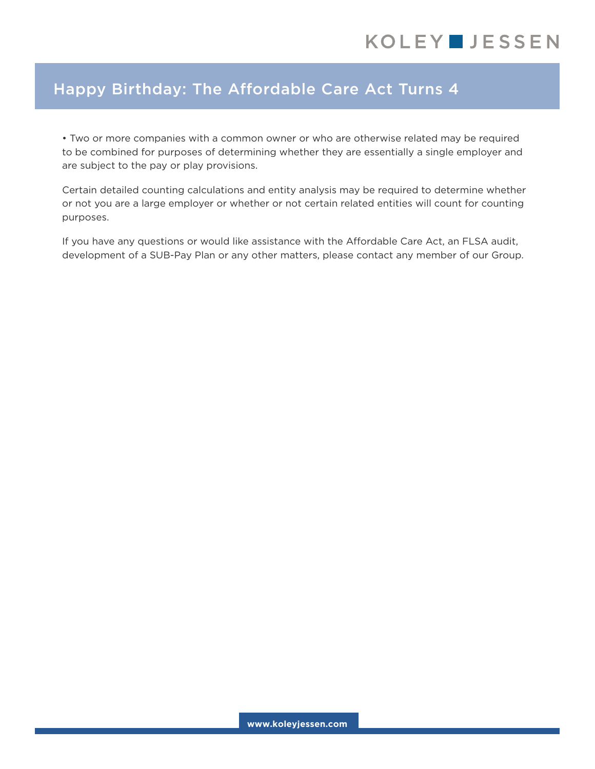- Two or more companies with a common owner or who are otherwise related may be required to be combined for purposes of determining whether they are essentially a single employer and are subject to the pay or play provisions.

Certain detailed counting calculations and entity analysis may be required to determine whether or not you are a large employer or whether or not certain related entities will count for counting purposes.

If you have any questions or would like assistance with the Affordable Care Act, an FLSA audit, development of a SUB-Pay Plan or any other matters, please contact any member of our Group.